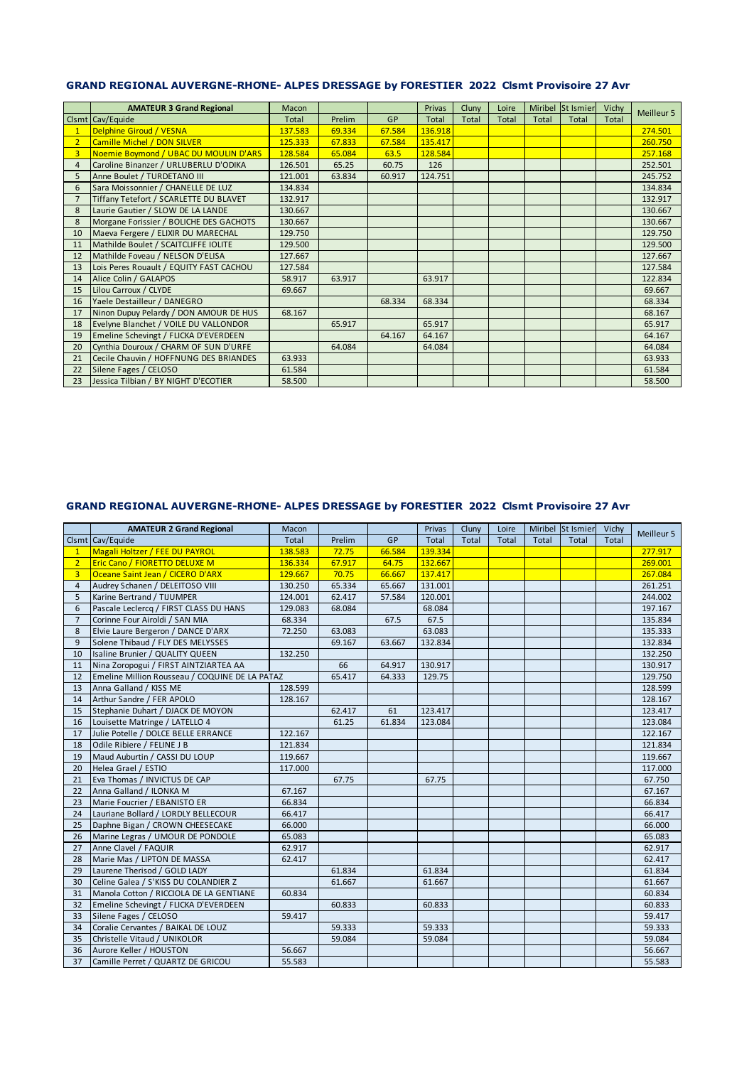## GRAND REGIONAL AUVERGNE-RHONE- ALPES DRESSAGE by FORESTIER 2022 Clsmt Provisoire 27 Avr

| | AMATEUR 3 Grand Regional | Macon | | | Privas | Cluny | Loire | Miribel | St Ismier | Vichy | Meilleur 5 |
|---|---|---|---|---|---|---|---|---|---|---|---|
| Clsmt | Cav/Equide | Total | Prelim | GP | Total | Total | Total | Total | Total | Total | |
| 1 | Delphine Giroud / VESNA | 137.583 | 69.334 | 67.584 | 136.918 | | | | | | 274.501 |
| 2 | Camille Michel / DON SILVER | 125.333 | 67.833 | 67.584 | 135.417 | | | | | | 260.750 |
| 3 | Noemie Boymond / UBAC DU MOULIN D'ARS | 128.584 | 65.084 | 63.5 | 128.584 | | | | | | 257.168 |
| 4 | Caroline Binanzer / URLUBERLU D'ODIKA | 126.501 | 65.25 | 60.75 | 126 | | | | | | 252.501 |
| 5 | Anne Boulet / TURDETANO III | 121.001 | 63.834 | 60.917 | 124.751 | | | | | | 245.752 |
| 6 | Sara Moissonnier / CHANELLE DE LUZ | 134.834 | | | | | | | | | 134.834 |
| 7 | Tiffany Tetefort / SCARLETTE DU BLAVET | 132.917 | | | | | | | | | 132.917 |
| 8 | Laurie Gautier / SLOW DE LA LANDE | 130.667 | | | | | | | | | 130.667 |
| 8 | Morgane Forissier / BOLICHE DES GACHOTS | 130.667 | | | | | | | | | 130.667 |
| 10 | Maeva Fergere / ELIXIR DU MARECHAL | 129.750 | | | | | | | | | 129.750 |
| 11 | Mathilde Boulet / SCAITCLIFFE IOLITE | 129.500 | | | | | | | | | 129.500 |
| 12 | Mathilde Foveau / NELSON D'ELISA | 127.667 | | | | | | | | | 127.667 |
| 13 | Lois Peres Rouault / EQUITY FAST CACHOU | 127.584 | | | | | | | | | 127.584 |
| 14 | Alice Colin / GALAPOS | 58.917 | 63.917 | | 63.917 | | | | | | 122.834 |
| 15 | Lilou Carroux / CLYDE | 69.667 | | | | | | | | | 69.667 |
| 16 | Yaele Destailleur / DANEGRO | | | 68.334 | 68.334 | | | | | | 68.334 |
| 17 | Ninon Dupuy Pelardy / DON AMOUR DE HUS | 68.167 | | | | | | | | | 68.167 |
| 18 | Evelyne Blanchet / VOILE DU VALLONDOR | | 65.917 | | 65.917 | | | | | | 65.917 |
| 19 | Emeline Schevingt / FLICKA D'EVERDEEN | | | 64.167 | 64.167 | | | | | | 64.167 |
| 20 | Cynthia Douroux / CHARM OF SUN D'URFE | | 64.084 | | 64.084 | | | | | | 64.084 |
| 21 | Cecile Chauvin / HOFFNUNG DES BRIANDES | 63.933 | | | | | | | | | 63.933 |
| 22 | Silene Fages / CELOSO | 61.584 | | | | | | | | | 61.584 |
| 23 | Jessica Tilbian / BY NIGHT D'ECOTIER | 58.500 | | | | | | | | | 58.500 |

## GRAND REGIONAL AUVERGNE-RHONE- ALPES DRESSAGE by FORESTIER 2022 Clsmt Provisoire 27 Avr

| | AMATEUR 2 Grand Regional | Macon | | | Privas | Cluny | Loire | Miribel | St Ismier | Vichy | Meilleur 5 |
|---|---|---|---|---|---|---|---|---|---|---|---|
| Clsmt | Cav/Equide | Total | Prelim | GP | Total | Total | Total | Total | Total | Total | |
| 1 | Magali Holtzer / FEE DU PAYROL | 138.583 | 72.75 | 66.584 | 139.334 | | | | | | 277.917 |
| 2 | Eric Cano / FIORETTO DELUXE M | 136.334 | 67.917 | 64.75 | 132.667 | | | | | | 269.001 |
| 3 | Oceane Saint Jean / CICERO D'ARX | 129.667 | 70.75 | 66.667 | 137.417 | | | | | | 267.084 |
| 4 | Audrey Schanen / DELEITOSO VIII | 130.250 | 65.334 | 65.667 | 131.001 | | | | | | 261.251 |
| 5 | Karine Bertrand / TIJUMPER | 124.001 | 62.417 | 57.584 | 120.001 | | | | | | 244.002 |
| 6 | Pascale Leclercq / FIRST CLASS DU HANS | 129.083 | 68.084 | | 68.084 | | | | | | 197.167 |
| 7 | Corinne Four Airoldi / SAN MIA | 68.334 | | 67.5 | 67.5 | | | | | | 135.834 |
| 8 | Elvie Laure Bergeron / DANCE D'ARX | 72.250 | 63.083 | | 63.083 | | | | | | 135.333 |
| 9 | Solene Thibaud / FLY DES MELYSSES | | 69.167 | 63.667 | 132.834 | | | | | | 132.834 |
| 10 | Isaline Brunier / QUALITY QUEEN | 132.250 | | | | | | | | | 132.250 |
| 11 | Nina Zoropogui / FIRST AINTZIARTEA AA | | 66 | 64.917 | 130.917 | | | | | | 130.917 |
| 12 | Emeline Million Rousseau / COQUINE DE LA PATAZ | | 65.417 | 64.333 | 129.75 | | | | | | 129.750 |
| 13 | Anna Galland / KISS ME | 128.599 | | | | | | | | | 128.599 |
| 14 | Arthur Sandre / FER APOLO | 128.167 | | | | | | | | | 128.167 |
| 15 | Stephanie Duhart / DJACK DE MOYON | | 62.417 | 61 | 123.417 | | | | | | 123.417 |
| 16 | Louisette Matringe / LATELLO 4 | | 61.25 | 61.834 | 123.084 | | | | | | 123.084 |
| 17 | Julie Potelle / DOLCE BELLE ERRANCE | 122.167 | | | | | | | | | 122.167 |
| 18 | Odile Ribiere / FELINE J B | 121.834 | | | | | | | | | 121.834 |
| 19 | Maud Auburtin / CASSI DU LOUP | 119.667 | | | | | | | | | 119.667 |
| 20 | Helea Grael / ESTIO | 117.000 | | | | | | | | | 117.000 |
| 21 | Eva Thomas / INVICTUS DE CAP | | 67.75 | | 67.75 | | | | | | 67.750 |
| 22 | Anna Galland / ILONKA M | 67.167 | | | | | | | | | 67.167 |
| 23 | Marie Foucrier / EBANISTO ER | 66.834 | | | | | | | | | 66.834 |
| 24 | Lauriane Bollard / LORDLY BELLECOUR | 66.417 | | | | | | | | | 66.417 |
| 25 | Daphne Bigan / CROWN CHEESECAKE | 66.000 | | | | | | | | | 66.000 |
| 26 | Marine Legras / UMOUR DE PONDOLE | 65.083 | | | | | | | | | 65.083 |
| 27 | Anne Clavel / FAQUIR | 62.917 | | | | | | | | | 62.917 |
| 28 | Marie Mas / LIPTON DE MASSA | 62.417 | | | | | | | | | 62.417 |
| 29 | Laurene Therisod / GOLD LADY | | 61.834 | | 61.834 | | | | | | 61.834 |
| 30 | Celine Galea / S'KISS DU COLANDIER Z | | 61.667 | | 61.667 | | | | | | 61.667 |
| 31 | Manola Cotton / RICCIOLA DE LA GENTIANE | 60.834 | | | | | | | | | 60.834 |
| 32 | Emeline Schevingt / FLICKA D'EVERDEEN | | 60.833 | | 60.833 | | | | | | 60.833 |
| 33 | Silene Fages / CELOSO | 59.417 | | | | | | | | | 59.417 |
| 34 | Coralie Cervantes / BAIKAL DE LOUZ | | 59.333 | | 59.333 | | | | | | 59.333 |
| 35 | Christelle Vitaud / UNIKOLOR | | 59.084 | | 59.084 | | | | | | 59.084 |
| 36 | Aurore Keller / HOUSTON | 56.667 | | | | | | | | | 56.667 |
| 37 | Camille Perret / QUARTZ DE GRICOU | 55.583 | | | | | | | | | 55.583 |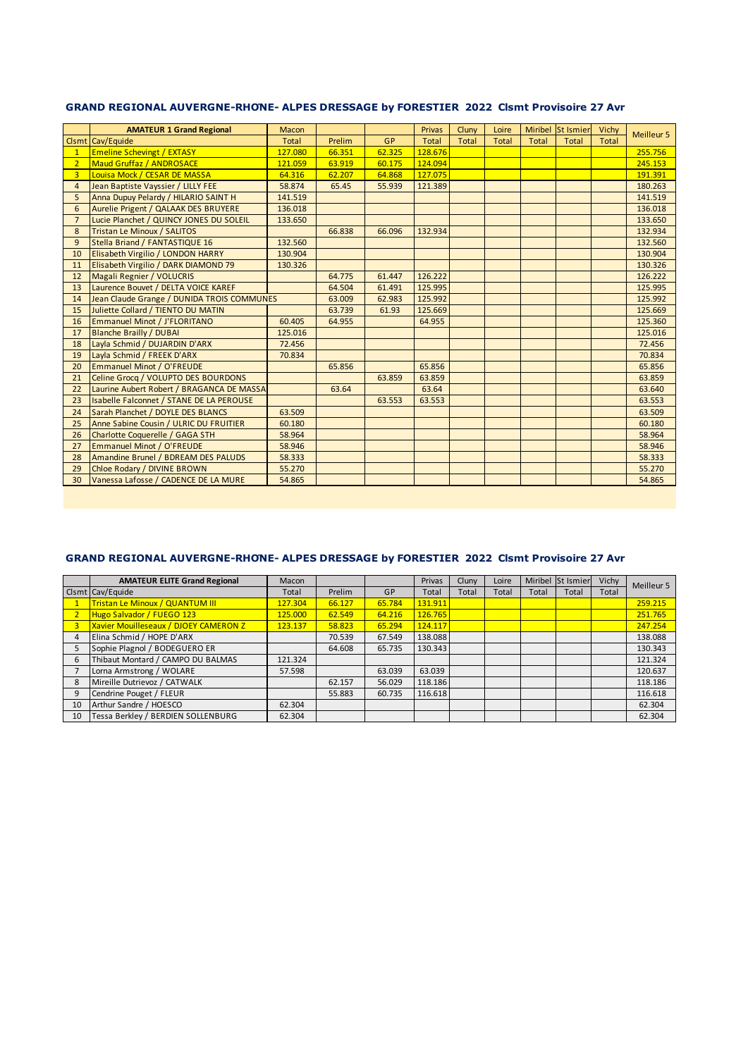## GRAND REGIONAL AUVERGNE-RHONE- ALPES DRESSAGE by FORESTIER 2022 Clsmt Provisoire 27 Avr

| | AMATEUR 1 Grand Regional | Macon | | | Privas | Cluny | Loire | Miribel | St Ismier | Vichy | Meilleur 5 |
|---|---|---|---|---|---|---|---|---|---|---|---|
| Clsmt | Cav/Equide | Total | Prelim | GP | Total | Total | Total | Total | Total | Total | |
| 1 | Emeline Schevingt / EXTASY | 127.080 | 66.351 | 62.325 | 128.676 | | | | | | 255.756 |
| 2 | Maud Gruffaz / ANDROSACE | 121.059 | 63.919 | 60.175 | 124.094 | | | | | | 245.153 |
| 3 | Louisa Mock / CESAR DE MASSA | 64.316 | 62.207 | 64.868 | 127.075 | | | | | | 191.391 |
| 4 | Jean Baptiste Vayssier / LILLY FEE | 58.874 | 65.45 | 55.939 | 121.389 | | | | | | 180.263 |
| 5 | Anna Dupuy Pelardy / HILARIO SAINT H | 141.519 | | | | | | | | | 141.519 |
| 6 | Aurelie Prigent / QALAAK DES BRUYERE | 136.018 | | | | | | | | | 136.018 |
| 7 | Lucie Planchet / QUINCY JONES DU SOLEIL | 133.650 | | | | | | | | | 133.650 |
| 8 | Tristan Le Minoux / SALITOS | | 66.838 | 66.096 | 132.934 | | | | | | 132.934 |
| 9 | Stella Briand / FANTASTIQUE 16 | 132.560 | | | | | | | | | 132.560 |
| 10 | Elisabeth Virgilio / LONDON HARRY | 130.904 | | | | | | | | | 130.904 |
| 11 | Elisabeth Virgilio / DARK DIAMOND 79 | 130.326 | | | | | | | | | 130.326 |
| 12 | Magali Regnier / VOLUCRIS | | 64.775 | 61.447 | 126.222 | | | | | | 126.222 |
| 13 | Laurence Bouvet / DELTA VOICE KAREF | | 64.504 | 61.491 | 125.995 | | | | | | 125.995 |
| 14 | Jean Claude Grange / DUNIDA TROIS COMMUNES | | 63.009 | 62.983 | 125.992 | | | | | | 125.992 |
| 15 | Juliette Collard / TIENTO DU MATIN | | 63.739 | 61.93 | 125.669 | | | | | | 125.669 |
| 16 | Emmanuel Minot / J'FLORITANO | 60.405 | 64.955 | | 64.955 | | | | | | 125.360 |
| 17 | Blanche Brailly / DUBAI | 125.016 | | | | | | | | | 125.016 |
| 18 | Layla Schmid / DUJARDIN D'ARX | 72.456 | | | | | | | | | 72.456 |
| 19 | Layla Schmid / FREEK D'ARX | 70.834 | | | | | | | | | 70.834 |
| 20 | Emmanuel Minot / O'FREUDE | | 65.856 | | 65.856 | | | | | | 65.856 |
| 21 | Celine Grocq / VOLUPTO DES BOURDONS | | | 63.859 | 63.859 | | | | | | 63.859 |
| 22 | Laurine Aubert Robert / BRAGANCA DE MASSA | | 63.64 | | 63.64 | | | | | | 63.640 |
| 23 | Isabelle Falconnet / STANE DE LA PEROUSE | | | 63.553 | 63.553 | | | | | | 63.553 |
| 24 | Sarah Planchet / DOYLE DES BLANCS | 63.509 | | | | | | | | | 63.509 |
| 25 | Anne Sabine Cousin / ULRIC DU FRUITIER | 60.180 | | | | | | | | | 60.180 |
| 26 | Charlotte Coquerelle / GAGA STH | 58.964 | | | | | | | | | 58.964 |
| 27 | Emmanuel Minot / O'FREUDE | 58.946 | | | | | | | | | 58.946 |
| 28 | Amandine Brunel / BDREAM DES PALUDS | 58.333 | | | | | | | | | 58.333 |
| 29 | Chloe Rodary / DIVINE BROWN | 55.270 | | | | | | | | | 55.270 |
| 30 | Vanessa Lafosse / CADENCE DE LA MURE | 54.865 | | | | | | | | | 54.865 |

## GRAND REGIONAL AUVERGNE-RHONE- ALPES DRESSAGE by FORESTIER 2022 Clsmt Provisoire 27 Avr

| | AMATEUR ELITE Grand Regional | Macon | | | Privas | Cluny | Loire | Miribel | St Ismier | Vichy | Meilleur 5 |
|---|---|---|---|---|---|---|---|---|---|---|---|
| Clsmt | Cav/Equide | Total | Prelim | GP | Total | Total | Total | Total | Total | Total | |
| 1 | Tristan Le Minoux / QUANTUM III | 127.304 | 66.127 | 65.784 | 131.911 | | | | | | 259.215 |
| 2 | Hugo Salvador / FUEGO 123 | 125.000 | 62.549 | 64.216 | 126.765 | | | | | | 251.765 |
| 3 | Xavier Mouilleseaux / DJOEY CAMERON Z | 123.137 | 58.823 | 65.294 | 124.117 | | | | | | 247.254 |
| 4 | Elina Schmid / HOPE D'ARX | | 70.539 | 67.549 | 138.088 | | | | | | 138.088 |
| 5 | Sophie Plagnol / BODEGUERO ER | | 64.608 | 65.735 | 130.343 | | | | | | 130.343 |
| 6 | Thibaut Montard / CAMPO DU BALMAS | 121.324 | | | | | | | | | 121.324 |
| 7 | Lorna Armstrong / WOLARE | 57.598 | | 63.039 | 63.039 | | | | | | 120.637 |
| 8 | Mireille Dutrievoz / CATWALK | | 62.157 | 56.029 | 118.186 | | | | | | 118.186 |
| 9 | Cendrine Pouget / FLEUR | | 55.883 | 60.735 | 116.618 | | | | | | 116.618 |
| 10 | Arthur Sandre / HOESCO | 62.304 | | | | | | | | | 62.304 |
| 10 | Tessa Berkley / BERDIEN SOLLENBURG | 62.304 | | | | | | | | | 62.304 |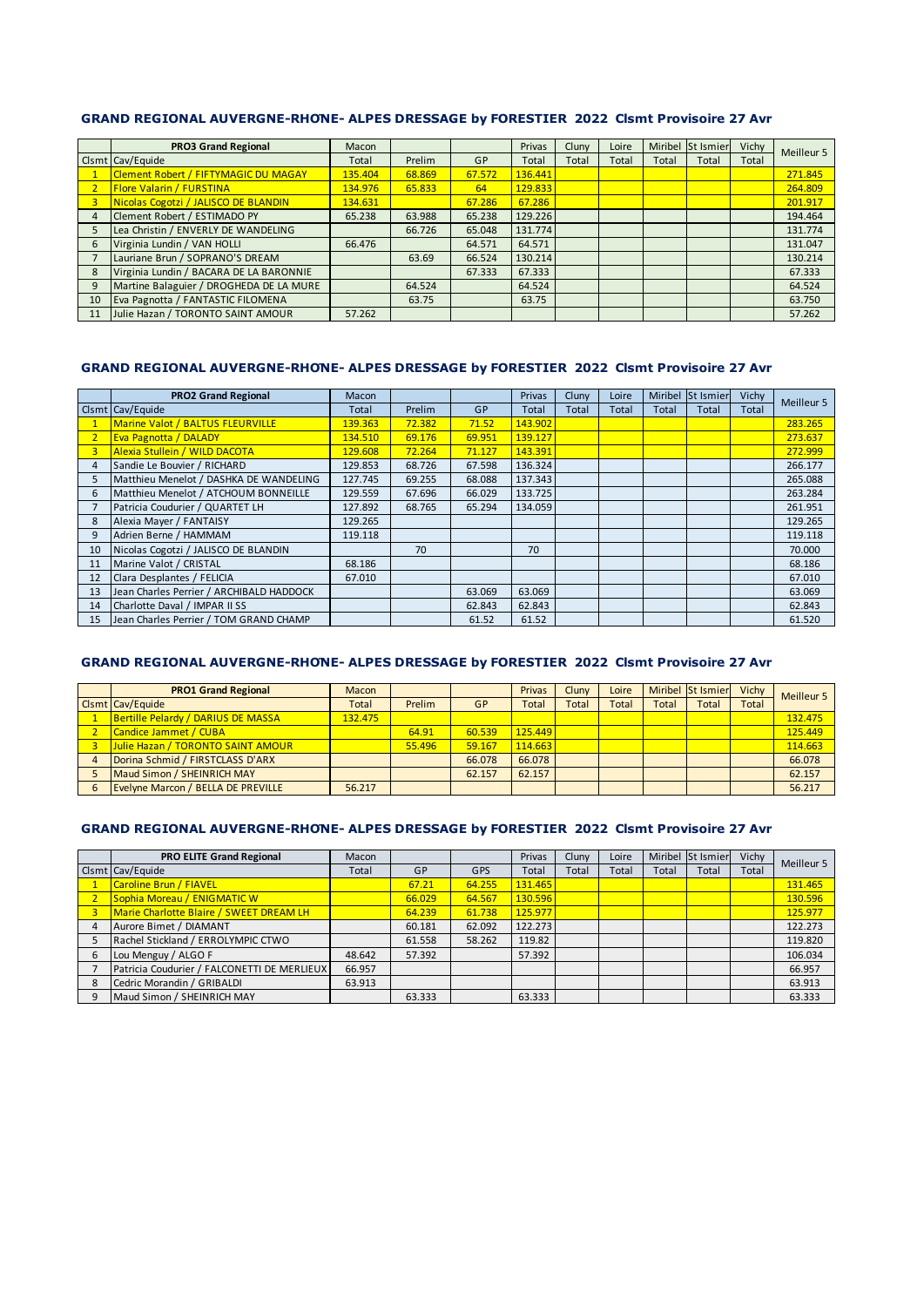## GRAND REGIONAL AUVERGNE-RHONE- ALPES DRESSAGE by FORESTIER 2022 Clsmt Provisoire 27 Avr

| | PRO3 Grand Regional | Macon | | | Privas | Cluny | Loire | Miribel | St Ismier | Vichy | Meilleur 5 |
|---|---|---|---|---|---|---|---|---|---|---|---|
| Clsmt | Cav/Equide | Total | Prelim | GP | Total | Total | Total | Total | Total | Total | |
| 1 | Clement Robert / FIFTYMAGIC DU MAGAY | 135.404 | 68.869 | 67.572 | 136.441 | | | | | | 271.845 |
| 2 | Flore Valarin / FURSTINA | 134.976 | 65.833 | 64 | 129.833 | | | | | | 264.809 |
| 3 | Nicolas Cogotzi / JALISCO DE BLANDIN | 134.631 | | 67.286 | 67.286 | | | | | | 201.917 |
| 4 | Clement Robert / ESTIMADO PY | 65.238 | 63.988 | 65.238 | 129.226 | | | | | | 194.464 |
| 5 | Lea Christin / ENVERLY DE WANDELING | | 66.726 | 65.048 | 131.774 | | | | | | 131.774 |
| 6 | Virginia Lundin / VAN HOLLI | 66.476 | | 64.571 | 64.571 | | | | | | 131.047 |
| 7 | Lauriane Brun / SOPRANO'S DREAM | | 63.69 | 66.524 | 130.214 | | | | | | 130.214 |
| 8 | Virginia Lundin / BACARA DE LA BARONNIE | | | 67.333 | 67.333 | | | | | | 67.333 |
| 9 | Martine Balaguier / DROGHEDA DE LA MURE | | 64.524 | | 64.524 | | | | | | 64.524 |
| 10 | Eva Pagnotta / FANTASTIC FILOMENA | | 63.75 | | 63.75 | | | | | | 63.750 |
| 11 | Julie Hazan / TORONTO SAINT AMOUR | 57.262 | | | | | | | | | 57.262 |

## GRAND REGIONAL AUVERGNE-RHONE- ALPES DRESSAGE by FORESTIER 2022 Clsmt Provisoire 27 Avr

| | PRO2 Grand Regional | Macon | | | Privas | Cluny | Loire | Miribel | St Ismier | Vichy | Meilleur 5 |
|---|---|---|---|---|---|---|---|---|---|---|---|
| Clsmt | Cav/Equide | Total | Prelim | GP | Total | Total | Total | Total | Total | Total | |
| 1 | Marine Valot / BALTUS FLEURVILLE | 139.363 | 72.382 | 71.52 | 143.902 | | | | | | 283.265 |
| 2 | Eva Pagnotta / DALADY | 134.510 | 69.176 | 69.951 | 139.127 | | | | | | 273.637 |
| 3 | Alexia Stullein / WILD DACOTA | 129.608 | 72.264 | 71.127 | 143.391 | | | | | | 272.999 |
| 4 | Sandie Le Bouvier / RICHARD | 129.853 | 68.726 | 67.598 | 136.324 | | | | | | 266.177 |
| 5 | Matthieu Menelot / DASHKA DE WANDELING | 127.745 | 69.255 | 68.088 | 137.343 | | | | | | 265.088 |
| 6 | Matthieu Menelot / ATCHOUM BONNEILLE | 129.559 | 67.696 | 66.029 | 133.725 | | | | | | 263.284 |
| 7 | Patricia Coudurier / QUARTET LH | 127.892 | 68.765 | 65.294 | 134.059 | | | | | | 261.951 |
| 8 | Alexia Mayer / FANTAISY | 129.265 | | | | | | | | | 129.265 |
| 9 | Adrien Berne / HAMMAM | 119.118 | | | | | | | | | 119.118 |
| 10 | Nicolas Cogotzi / JALISCO DE BLANDIN | | 70 | | 70 | | | | | | 70.000 |
| 11 | Marine Valot / CRISTAL | 68.186 | | | | | | | | | 68.186 |
| 12 | Clara Desplantes / FELICIA | 67.010 | | | | | | | | | 67.010 |
| 13 | Jean Charles Perrier / ARCHIBALD HADDOCK | | | 63.069 | 63.069 | | | | | | 63.069 |
| 14 | Charlotte Daval / IMPAR II SS | | | 62.843 | 62.843 | | | | | | 62.843 |
| 15 | Jean Charles Perrier / TOM GRAND CHAMP | | | 61.52 | 61.52 | | | | | | 61.520 |

## GRAND REGIONAL AUVERGNE-RHONE- ALPES DRESSAGE by FORESTIER 2022 Clsmt Provisoire 27 Avr

| | PRO1 Grand Regional | Macon | | | Privas | Cluny | Loire | Miribel | St Ismier | Vichy | Meilleur 5 |
|---|---|---|---|---|---|---|---|---|---|---|---|
| Clsmt | Cav/Equide | Total | Prelim | GP | Total | Total | Total | Total | Total | Total | |
| 1 | Bertille Pelardy / DARIUS DE MASSA | 132.475 | | | | | | | | | 132.475 |
| 2 | Candice Jammet / CUBA | | 64.91 | 60.539 | 125.449 | | | | | | 125.449 |
| 3 | Julie Hazan / TORONTO SAINT AMOUR | | 55.496 | 59.167 | 114.663 | | | | | | 114.663 |
| 4 | Dorina Schmid / FIRSTCLASS D'ARX | | | 66.078 | 66.078 | | | | | | 66.078 |
| 5 | Maud Simon / SHEINRICH MAY | | | 62.157 | 62.157 | | | | | | 62.157 |
| 6 | Evelyne Marcon / BELLA DE PREVILLE | 56.217 | | | | | | | | | 56.217 |

## GRAND REGIONAL AUVERGNE-RHONE- ALPES DRESSAGE by FORESTIER 2022 Clsmt Provisoire 27 Avr

| | PRO ELITE Grand Regional | Macon | | | Privas | Cluny | Loire | Miribel | St Ismier | Vichy | Meilleur 5 |
|---|---|---|---|---|---|---|---|---|---|---|---|
| Clsmt | Cav/Equide | Total | GP | GPS | Total | Total | Total | Total | Total | Total | |
| 1 | Caroline Brun / FIAVEL | | 67.21 | 64.255 | 131.465 | | | | | | 131.465 |
| 2 | Sophia Moreau / ENIGMATIC W | | 66.029 | 64.567 | 130.596 | | | | | | 130.596 |
| 3 | Marie Charlotte Blaire / SWEET DREAM LH | | 64.239 | 61.738 | 125.977 | | | | | | 125.977 |
| 4 | Aurore Bimet / DIAMANT | | 60.181 | 62.092 | 122.273 | | | | | | 122.273 |
| 5 | Rachel Stickland / ERROLYMPIC CTWO | | 61.558 | 58.262 | 119.82 | | | | | | 119.820 |
| 6 | Lou Menguy / ALGO F | 48.642 | 57.392 | | 57.392 | | | | | | 106.034 |
| 7 | Patricia Coudurier / FALCONETTI DE MERLIEUX | 66.957 | | | | | | | | | 66.957 |
| 8 | Cedric Morandin / GRIBALDI | 63.913 | | | | | | | | | 63.913 |
| 9 | Maud Simon / SHEINRICH MAY | | 63.333 | | 63.333 | | | | | | 63.333 |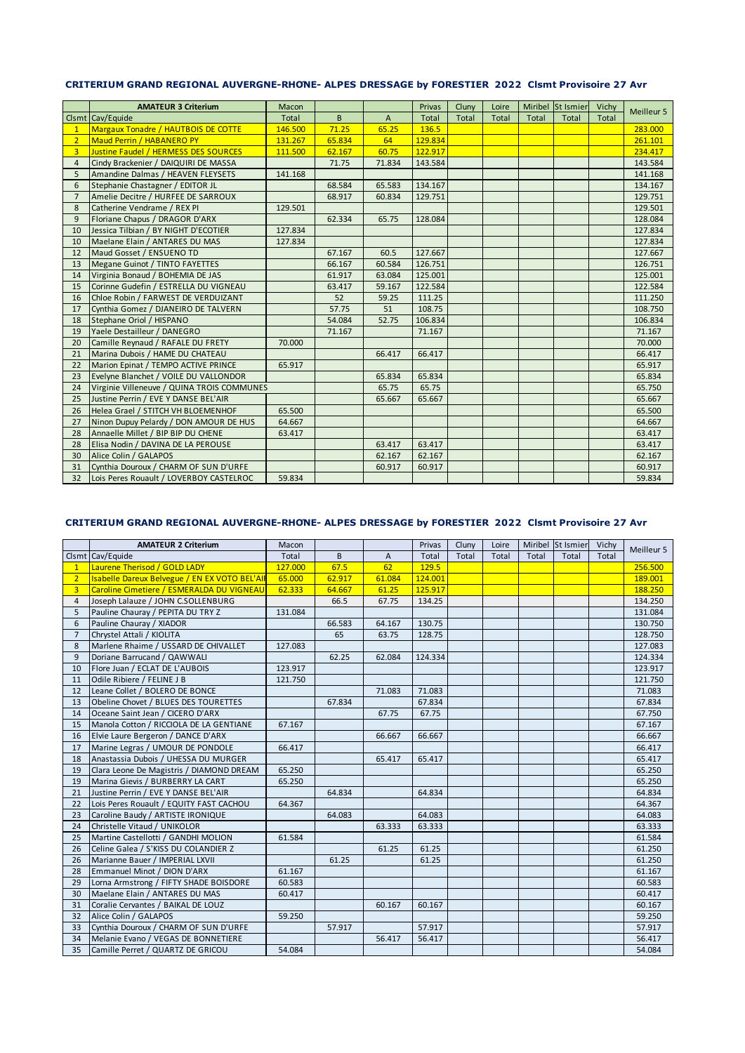**CRITERIUM GRAND REGIONAL AUVERGNE-RHONE- ALPES DRESSAGE by FORESTIER 2022 Clsmt Provisoire 27 Avr**

| | AMATEUR 3 Criterium | Macon | | | Privas | Cluny | Loire | Miribel | St Ismier | Vichy | Meilleur 5 |
|---|---|---|---|---|---|---|---|---|---|---|---|
| Clsmt | Cav/Equide | Total | B | A | Total | Total | Total | Total | Total | Total | |
| 1 | Margaux Tonadre / HAUTBOIS DE COTTE | 146.500 | 71.25 | 65.25 | 136.5 | | | | | | 283.000 |
| 2 | Maud Perrin / HABANERO PY | 131.267 | 65.834 | 64 | 129.834 | | | | | | 261.101 |
| 3 | Justine Faudel / HERMESS DES SOURCES | 111.500 | 62.167 | 60.75 | 122.917 | | | | | | 234.417 |
| 4 | Cindy Brackenier / DAIQUIRI DE MASSA | | 71.75 | 71.834 | 143.584 | | | | | | 143.584 |
| 5 | Amandine Dalmas / HEAVEN FLEYSETS | 141.168 | | | | | | | | | 141.168 |
| 6 | Stephanie Chastagner / EDITOR JL | | 68.584 | 65.583 | 134.167 | | | | | | 134.167 |
| 7 | Amelie Decitre / HURFEE DE SARROUX | | 68.917 | 60.834 | 129.751 | | | | | | 129.751 |
| 8 | Catherine Vendrame / REX PI | 129.501 | | | | | | | | | 129.501 |
| 9 | Floriane Chapus / DRAGOR D'ARX | | 62.334 | 65.75 | 128.084 | | | | | | 128.084 |
| 10 | Jessica Tilbian / BY NIGHT D'ECOTIER | 127.834 | | | | | | | | | 127.834 |
| 10 | Maelane Elain / ANTARES DU MAS | 127.834 | | | | | | | | | 127.834 |
| 12 | Maud Gosset / ENSUENO TD | | 67.167 | 60.5 | 127.667 | | | | | | 127.667 |
| 13 | Megane Guinot / TINTO FAYETTES | | 66.167 | 60.584 | 126.751 | | | | | | 126.751 |
| 14 | Virginia Bonaud / BOHEMIA DE JAS | | 61.917 | 63.084 | 125.001 | | | | | | 125.001 |
| 15 | Corinne Gudefin / ESTRELLA DU VIGNEAU | | 63.417 | 59.167 | 122.584 | | | | | | 122.584 |
| 16 | Chloe Robin / FARWEST DE VERDUZANT | | 52 | 59.25 | 111.25 | | | | | | 111.250 |
| 17 | Cynthia Gomez / DJANEIRO DE TALVERN | | 57.75 | 51 | 108.75 | | | | | | 108.750 |
| 18 | Stephane Oriol / HISPANO | | 54.084 | 52.75 | 106.834 | | | | | | 106.834 |
| 19 | Yaele Destailleur / DANEGRO | | 71.167 | | 71.167 | | | | | | 71.167 |
| 20 | Camille Reynaud / RAFALE DU FRETY | 70.000 | | | | | | | | | 70.000 |
| 21 | Marina Dubois / HAME DU CHATEAU | | | 66.417 | 66.417 | | | | | | 66.417 |
| 22 | Marion Epinat / TEMPO ACTIVE PRINCE | 65.917 | | | | | | | | | 65.917 |
| 23 | Evelyne Blanchet / VOILE DU VALLONDOR | | | 65.834 | 65.834 | | | | | | 65.834 |
| 24 | Virginie Villeneuve / QUINA TROIS COMMUNES | | | 65.75 | 65.75 | | | | | | 65.750 |
| 25 | Justine Perrin / EVE Y DANSE BEL'AIR | | | 65.667 | 65.667 | | | | | | 65.667 |
| 26 | Helea Grael / STITCH VH BLOEMENHOF | 65.500 | | | | | | | | | 65.500 |
| 27 | Ninon Dupuy Pelardy / DON AMOUR DE HUS | 64.667 | | | | | | | | | 64.667 |
| 28 | Annaelle Millet / BIP BIP DU CHENE | 63.417 | | | | | | | | | 63.417 |
| 28 | Elisa Nodin / DAVINA DE LA PEROUSE | | | 63.417 | 63.417 | | | | | | 63.417 |
| 30 | Alice Colin / GALAPOS | | | 62.167 | 62.167 | | | | | | 62.167 |
| 31 | Cynthia Douroux / CHARM OF SUN D'URFE | | | 60.917 | 60.917 | | | | | | 60.917 |
| 32 | Lois Peres Rouault / LOVERBOY CASTELROC | 59.834 | | | | | | | | | 59.834 |

**CRITERIUM GRAND REGIONAL AUVERGNE-RHONE- ALPES DRESSAGE by FORESTIER 2022 Clsmt Provisoire 27 Avr**

| | AMATEUR 2 Criterium | Macon | | | Privas | Cluny | Loire | Miribel | St Ismier | Vichy | Meilleur 5 |
|---|---|---|---|---|---|---|---|---|---|---|---|
| Clsmt | Cav/Equide | Total | B | A | Total | Total | Total | Total | Total | Total | |
| 1 | Laurene Therisod / GOLD LADY | 127.000 | 67.5 | 62 | 129.5 | | | | | | 256.500 |
| 2 | Isabelle Dareux Belvegue / EN EX VOTO BEL'AIR | 65.000 | 62.917 | 61.084 | 124.001 | | | | | | 189.001 |
| 3 | Caroline Cimetiere / ESMERALDA DU VIGNEAU | 62.333 | 64.667 | 61.25 | 125.917 | | | | | | 188.250 |
| 4 | Joseph Lalauze / JOHN C.SOLLENBURG | | 66.5 | 67.75 | 134.25 | | | | | | 134.250 |
| 5 | Pauline Chauray / PEPITA DU TRY Z | 131.084 | | | | | | | | | 131.084 |
| 6 | Pauline Chauray / XIADOR | | 66.583 | 64.167 | 130.75 | | | | | | 130.750 |
| 7 | Chrystel Attali / KIOLITA | | 65 | 63.75 | 128.75 | | | | | | 128.750 |
| 8 | Marlene Rhaime / USSARD DE CHIVALLET | 127.083 | | | | | | | | | 127.083 |
| 9 | Doriane Barrucand / QAWWALI | | 62.25 | 62.084 | 124.334 | | | | | | 124.334 |
| 10 | Flore Juan / ECLAT DE L'AUBOIS | 123.917 | | | | | | | | | 123.917 |
| 11 | Odile Ribiere / FELINE J B | 121.750 | | | | | | | | | 121.750 |
| 12 | Leane Collet / BOLERO DE BONCE | | | 71.083 | 71.083 | | | | | | 71.083 |
| 13 | Obeline Chovet / BLUES DES TOURETTES | | 67.834 | | 67.834 | | | | | | 67.834 |
| 14 | Oceane Saint Jean / CICERO D'ARX | | | 67.75 | 67.75 | | | | | | 67.750 |
| 15 | Manola Cotton / RICCIOLA DE LA GENTIANE | 67.167 | | | | | | | | | 67.167 |
| 16 | Elvie Laure Bergeron / DANCE D'ARX | | | 66.667 | 66.667 | | | | | | 66.667 |
| 17 | Marine Legras / UMOUR DE PONDOLE | 66.417 | | | | | | | | | 66.417 |
| 18 | Anastassia Dubois / UHESSA DU MURGER | | | 65.417 | 65.417 | | | | | | 65.417 |
| 19 | Clara Leone De Magistris / DIAMOND DREAM | 65.250 | | | | | | | | | 65.250 |
| 19 | Marina Gievis / BURBERRY LA CART | 65.250 | | | | | | | | | 65.250 |
| 21 | Justine Perrin / EVE Y DANSE BEL'AIR | | 64.834 | | 64.834 | | | | | | 64.834 |
| 22 | Lois Peres Rouault / EQUITY FAST CACHOU | 64.367 | | | | | | | | | 64.367 |
| 23 | Caroline Baudy / ARTISTE IRONIQUE | | 64.083 | | 64.083 | | | | | | 64.083 |
| 24 | Christelle Vitaud / UNIKOLOR | | | 63.333 | 63.333 | | | | | | 63.333 |
| 25 | Martine Castellotti / GANDHI MOLION | 61.584 | | | | | | | | | 61.584 |
| 26 | Celine Galea / S'KISS DU COLANDIER Z | | | 61.25 | 61.25 | | | | | | 61.250 |
| 26 | Marianne Bauer / IMPERIAL LXVII | | 61.25 | | 61.25 | | | | | | 61.250 |
| 28 | Emmanuel Minot / DION D'ARX | 61.167 | | | | | | | | | 61.167 |
| 29 | Lorna Armstrong / FIFTY SHADE BOISDORE | 60.583 | | | | | | | | | 60.583 |
| 30 | Maelane Elain / ANTARES DU MAS | 60.417 | | | | | | | | | 60.417 |
| 31 | Coralie Cervantes / BAIKAL DE LOUZ | | | 60.167 | 60.167 | | | | | | 60.167 |
| 32 | Alice Colin / GALAPOS | 59.250 | | | | | | | | | 59.250 |
| 33 | Cynthia Douroux / CHARM OF SUN D'URFE | | 57.917 | | 57.917 | | | | | | 57.917 |
| 34 | Melanie Evano / VEGAS DE BONNETIERE | | | 56.417 | 56.417 | | | | | | 56.417 |
| 35 | Camille Perret / QUARTZ DE GRICOU | 54.084 | | | | | | | | | 54.084 |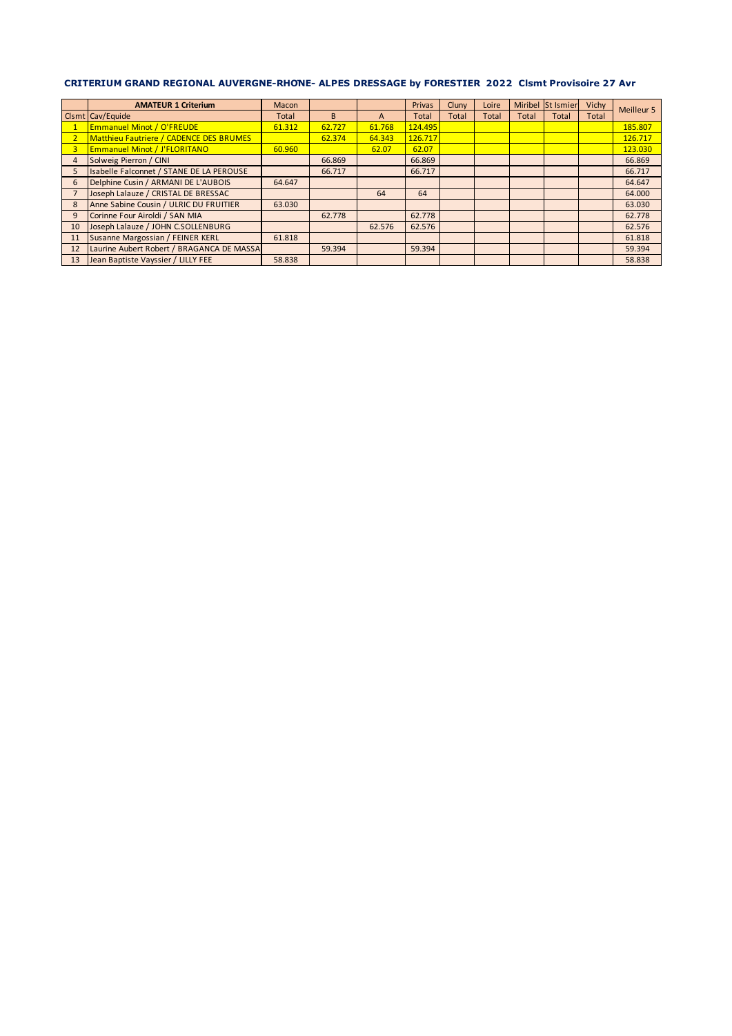**CRITERIUM GRAND REGIONAL AUVERGNE-RHONE- ALPES DRESSAGE by FORESTIER 2022 Clsmt Provisoire 27 Avr**

| | AMATEUR 1 Criterium | Macon | | | Privas | Cluny | Loire | Miribel | St Ismier | Vichy | Meilleur 5 |
|---|---|---|---|---|---|---|---|---|---|---|---|
| Clsmt | Cav/Equide | Total | B | A | Total | Total | Total | Total | Total | Total | |
| 1 | Emmanuel Minot / O'FREUDE | 61.312 | 62.727 | 61.768 | 124.495 | | | | | | 185.807 |
| 2 | Matthieu Fautriere / CADENCE DES BRUMES | | 62.374 | 64.343 | 126.717 | | | | | | 126.717 |
| 3 | Emmanuel Minot / J'FLORITANO | 60.960 | | 62.07 | 62.07 | | | | | | 123.030 |
| 4 | Solweig Pierron / CINI | | 66.869 | | 66.869 | | | | | | 66.869 |
| 5 | Isabelle Falconnet / STANE DE LA PEROUSE | | 66.717 | | 66.717 | | | | | | 66.717 |
| 6 | Delphine Cusin / ARMANI DE L'AUBOIS | 64.647 | | | | | | | | | 64.647 |
| 7 | Joseph Lalauze / CRISTAL DE BRESSAC | | | 64 | 64 | | | | | | 64.000 |
| 8 | Anne Sabine Cousin / ULRIC DU FRUITIER | 63.030 | | | | | | | | | 63.030 |
| 9 | Corinne Four Airoldi / SAN MIA | | 62.778 | | 62.778 | | | | | | 62.778 |
| 10 | Joseph Lalauze / JOHN C.SOLLENBURG | | | 62.576 | 62.576 | | | | | | 62.576 |
| 11 | Susanne Margossian / FEINER KERL | 61.818 | | | | | | | | | 61.818 |
| 12 | Laurine Aubert Robert / BRAGANCA DE MASSA | | 59.394 | | 59.394 | | | | | | 59.394 |
| 13 | Jean Baptiste Vayssier / LILLY FEE | 58.838 | | | | | | | | | 58.838 |